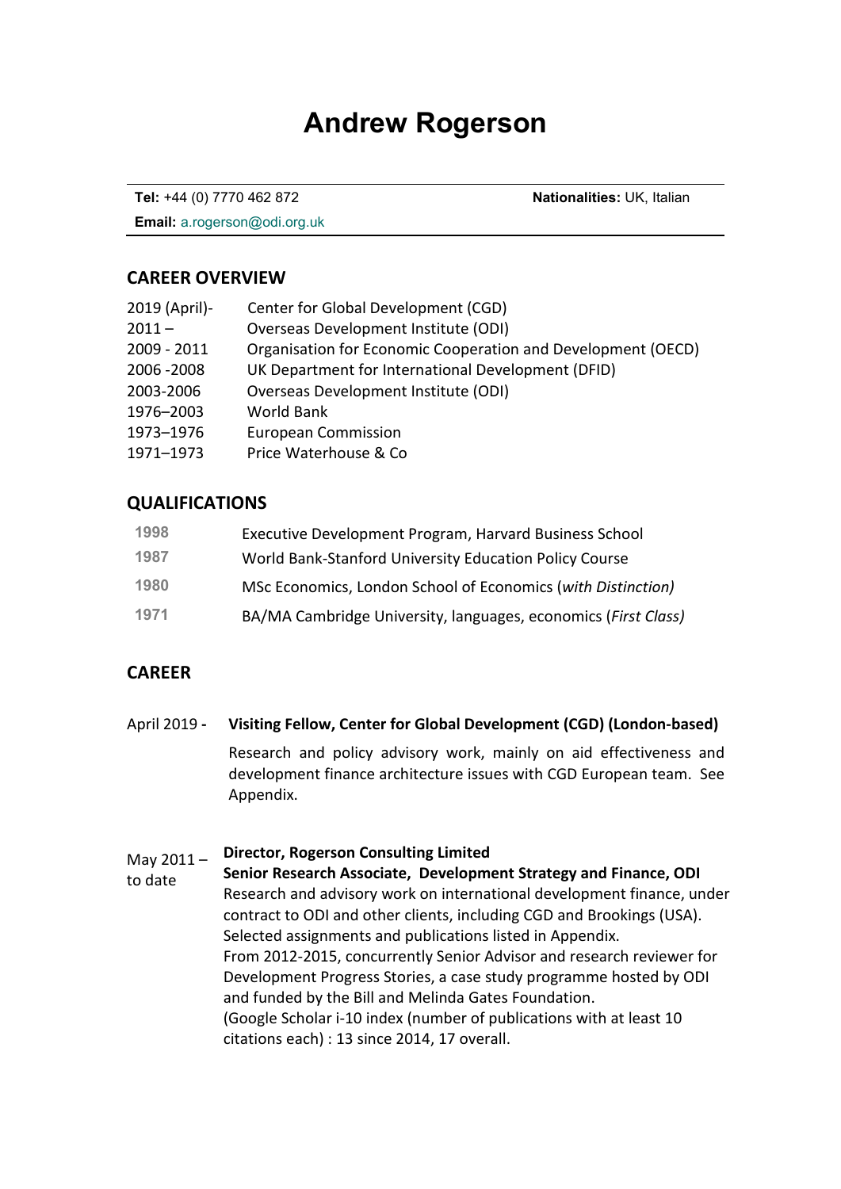# Andrew Rogerson

**Tel:** +44 (0) 7770 462 872 **Nationalities:** UK, Italian

**Email:** a.rogerson@odi.org.uk

## CAREER OVERVIEW

| | |
|---|---|
| 2019 (April)- | Center for Global Development (CGD) |
| 2011 – | Overseas Development Institute (ODI) |
| 2009 - 2011 | Organisation for Economic Cooperation and Development (OECD) |
| 2006 -2008 | UK Department for International Development (DFID) |
| 2003-2006 | Overseas Development Institute (ODI) |
| 1976–2003 | World Bank |
| 1973–1976 | European Commission |
| 1971–1973 | Price Waterhouse & Co |

## QUALIFICATIONS

| | |
|---|---|
| 1998 | Executive Development Program, Harvard Business School |
| 1987 | World Bank-Stanford University Education Policy Course |
| 1980 | MSc Economics, London School of Economics (*with Distinction)* |
| 1971 | BA/MA Cambridge University, languages, economics (*First Class)* |

## CAREER

April 2019 **- Visiting Fellow, Center for Global Development (CGD) (London-based)**

Research and policy advisory work, mainly on aid effectiveness and development finance architecture issues with CGD European team. See Appendix.

May 2011 – to date

**Director, Rogerson Consulting Limited**

**Senior Research Associate, Development Strategy and Finance, ODI**

Research and advisory work on international development finance, under contract to ODI and other clients, including CGD and Brookings (USA). Selected assignments and publications listed in Appendix.

From 2012-2015, concurrently Senior Advisor and research reviewer for Development Progress Stories, a case study programme hosted by ODI and funded by the Bill and Melinda Gates Foundation.

(Google Scholar i-10 index (number of publications with at least 10 citations each) : 13 since 2014, 17 overall.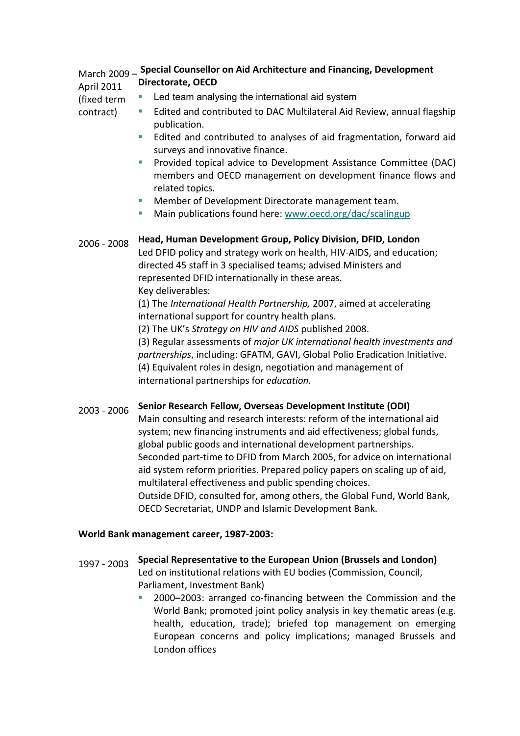March 2009 – April 2011 (fixed term contract) **Special Counsellor on Aid Architecture and Financing, Development Directorate, OECD**

- Led team analysing the international aid system
- Edited and contributed to DAC Multilateral Aid Review, annual flagship publication.
- Edited and contributed to analyses of aid fragmentation, forward aid surveys and innovative finance.
- Provided topical advice to Development Assistance Committee (DAC) members and OECD management on development finance flows and related topics.
- Member of Development Directorate management team.
- Main publications found here: [www.oecd.org/dac/scalingup](http://www.oecd.org/dac/scalingup)

2006 - 2008 **Head, Human Development Group, Policy Division, DFID, London**

Led DFID policy and strategy work on health, HIV-AIDS, and education; directed 45 staff in 3 specialised teams; advised Ministers and represented DFID internationally in these areas.

Key deliverables:

(1) The *International Health Partnership,* 2007, aimed at accelerating international support for country health plans.

(2) The UK's *Strategy on HIV and AIDS* published 2008.

(3) Regular assessments of *major UK international health investments and partnerships*, including: GFATM, GAVI, Global Polio Eradication Initiative.

(4) Equivalent roles in design, negotiation and management of international partnerships for *education.*

2003 - 2006 **Senior Research Fellow, Overseas Development Institute (ODI)**

Main consulting and research interests: reform of the international aid system; new financing instruments and aid effectiveness; global funds, global public goods and international development partnerships.

Seconded part-time to DFID from March 2005, for advice on international aid system reform priorities. Prepared policy papers on scaling up of aid, multilateral effectiveness and public spending choices.

Outside DFID, consulted for, among others, the Global Fund, World Bank, OECD Secretariat, UNDP and Islamic Development Bank.

**World Bank management career, 1987-2003:**

1997 - 2003 **Special Representative to the European Union (Brussels and London)**

Led on institutional relations with EU bodies (Commission, Council, Parliament, Investment Bank)

- 2000–2003: arranged co-financing between the Commission and the World Bank; promoted joint policy analysis in key thematic areas (e.g. health, education, trade); briefed top management on emerging European concerns and policy implications; managed Brussels and London offices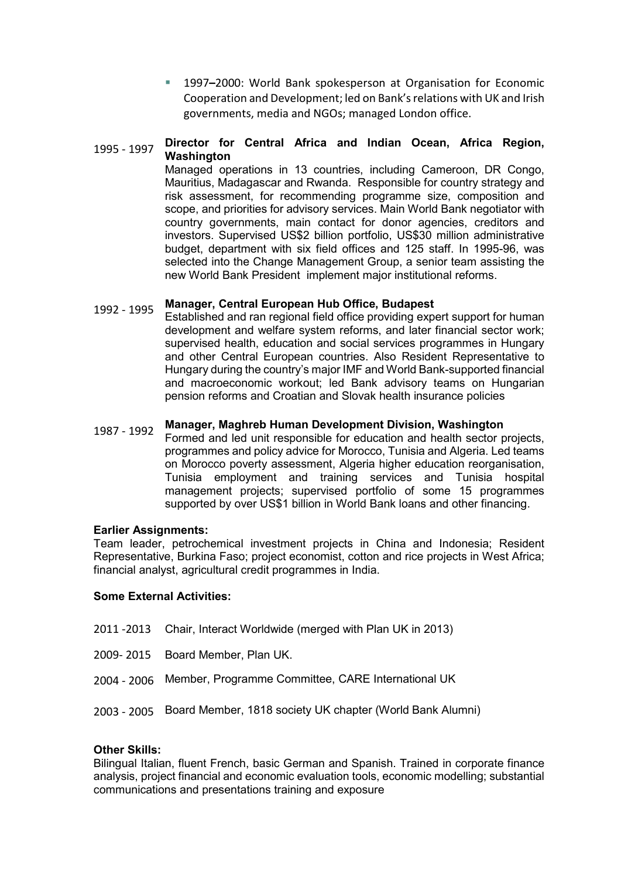- 1997–2000: World Bank spokesperson at Organisation for Economic Cooperation and Development; led on Bank's relations with UK and Irish governments, media and NGOs; managed London office.

1995 - 1997 **Director for Central Africa and Indian Ocean, Africa Region, Washington**

Managed operations in 13 countries, including Cameroon, DR Congo, Mauritius, Madagascar and Rwanda. Responsible for country strategy and risk assessment, for recommending programme size, composition and scope, and priorities for advisory services. Main World Bank negotiator with country governments, main contact for donor agencies, creditors and investors. Supervised US$2 billion portfolio, US$30 million administrative budget, department with six field offices and 125 staff. In 1995-96, was selected into the Change Management Group, a senior team assisting the new World Bank President implement major institutional reforms.

1992 - 1995 **Manager, Central European Hub Office, Budapest**

Established and ran regional field office providing expert support for human development and welfare system reforms, and later financial sector work; supervised health, education and social services programmes in Hungary and other Central European countries. Also Resident Representative to Hungary during the country's major IMF and World Bank-supported financial and macroeconomic workout; led Bank advisory teams on Hungarian pension reforms and Croatian and Slovak health insurance policies

1987 - 1992 **Manager, Maghreb Human Development Division, Washington**

Formed and led unit responsible for education and health sector projects, programmes and policy advice for Morocco, Tunisia and Algeria. Led teams on Morocco poverty assessment, Algeria higher education reorganisation, Tunisia employment and training services and Tunisia hospital management projects; supervised portfolio of some 15 programmes supported by over US$1 billion in World Bank loans and other financing.

**Earlier Assignments:**

Team leader, petrochemical investment projects in China and Indonesia; Resident Representative, Burkina Faso; project economist, cotton and rice projects in West Africa; financial analyst, agricultural credit programmes in India.

**Some External Activities:**

2011 -2013 Chair, Interact Worldwide (merged with Plan UK in 2013)

2009- 2015 Board Member, Plan UK.

2004 - 2006 Member, Programme Committee, CARE International UK

2003 - 2005 Board Member, 1818 society UK chapter (World Bank Alumni)

**Other Skills:**

Bilingual Italian, fluent French, basic German and Spanish. Trained in corporate finance analysis, project financial and economic evaluation tools, economic modelling; substantial communications and presentations training and exposure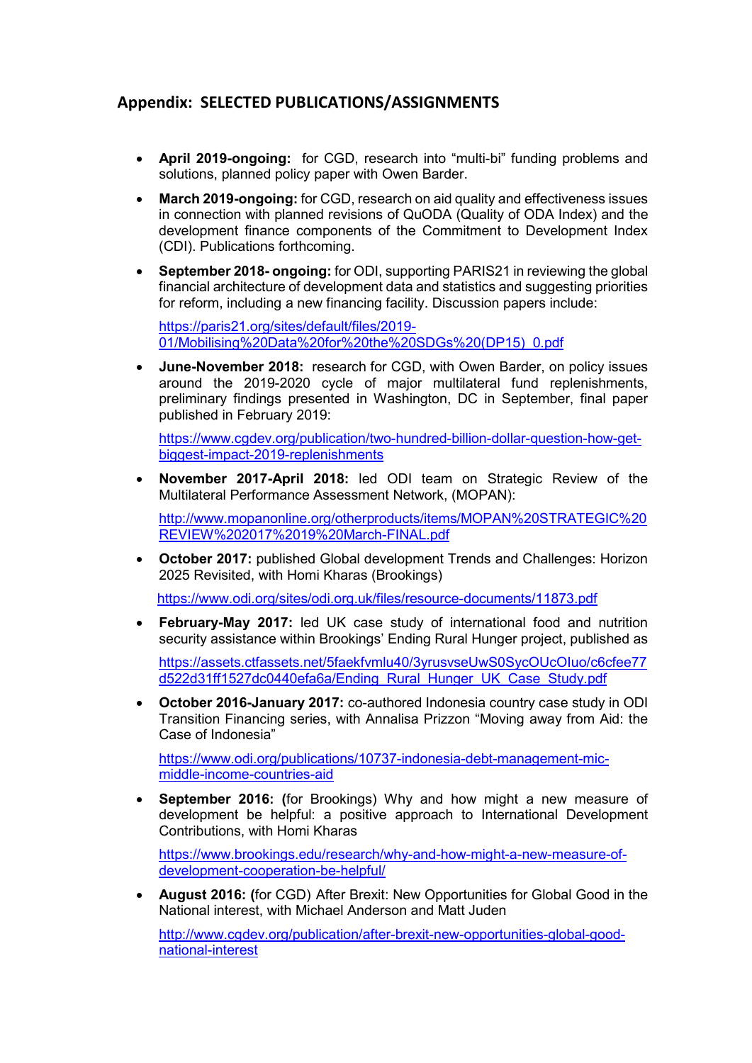## Appendix: SELECTED PUBLICATIONS/ASSIGNMENTS

- **April 2019-ongoing:** for CGD, research into "multi-bi" funding problems and solutions, planned policy paper with Owen Barder.
- **March 2019-ongoing:** for CGD, research on aid quality and effectiveness issues in connection with planned revisions of QuODA (Quality of ODA Index) and the development finance components of the Commitment to Development Index (CDI). Publications forthcoming.
- **September 2018- ongoing:** for ODI, supporting PARIS21 in reviewing the global financial architecture of development data and statistics and suggesting priorities for reform, including a new financing facility. Discussion papers include:

  https://paris21.org/sites/default/files/2019-01/Mobilising%20Data%20for%20the%20SDGs%20(DP15)_0.pdf
- **June-November 2018:** research for CGD, with Owen Barder, on policy issues around the 2019-2020 cycle of major multilateral fund replenishments, preliminary findings presented in Washington, DC in September, final paper published in February 2019:

  https://www.cgdev.org/publication/two-hundred-billion-dollar-question-how-get-biggest-impact-2019-replenishments
- **November 2017-April 2018:** led ODI team on Strategic Review of the Multilateral Performance Assessment Network, (MOPAN):

  http://www.mopanonline.org/otherproducts/items/MOPAN%20STRATEGIC%20REVIEW%202017%2019%20March-FINAL.pdf
- **October 2017:** published Global development Trends and Challenges: Horizon 2025 Revisited, with Homi Kharas (Brookings)

  https://www.odi.org/sites/odi.org.uk/files/resource-documents/11873.pdf
- **February-May 2017:** led UK case study of international food and nutrition security assistance within Brookings' Ending Rural Hunger project, published as

  https://assets.ctfassets.net/5faekfvmlu40/3yrusvseUwS0SycOUcOIuo/c6cfee77d522d31ff1527dc0440efa6a/Ending_Rural_Hunger_UK_Case_Study.pdf
- **October 2016-January 2017:** co-authored Indonesia country case study in ODI Transition Financing series, with Annalisa Prizzon "Moving away from Aid: the Case of Indonesia"

  https://www.odi.org/publications/10737-indonesia-debt-management-mic-middle-income-countries-aid
- **September 2016: (**for Brookings) Why and how might a new measure of development be helpful: a positive approach to International Development Contributions, with Homi Kharas

  https://www.brookings.edu/research/why-and-how-might-a-new-measure-of-development-cooperation-be-helpful/
- **August 2016: (**for CGD) After Brexit: New Opportunities for Global Good in the National interest, with Michael Anderson and Matt Juden

  http://www.cgdev.org/publication/after-brexit-new-opportunities-global-good-national-interest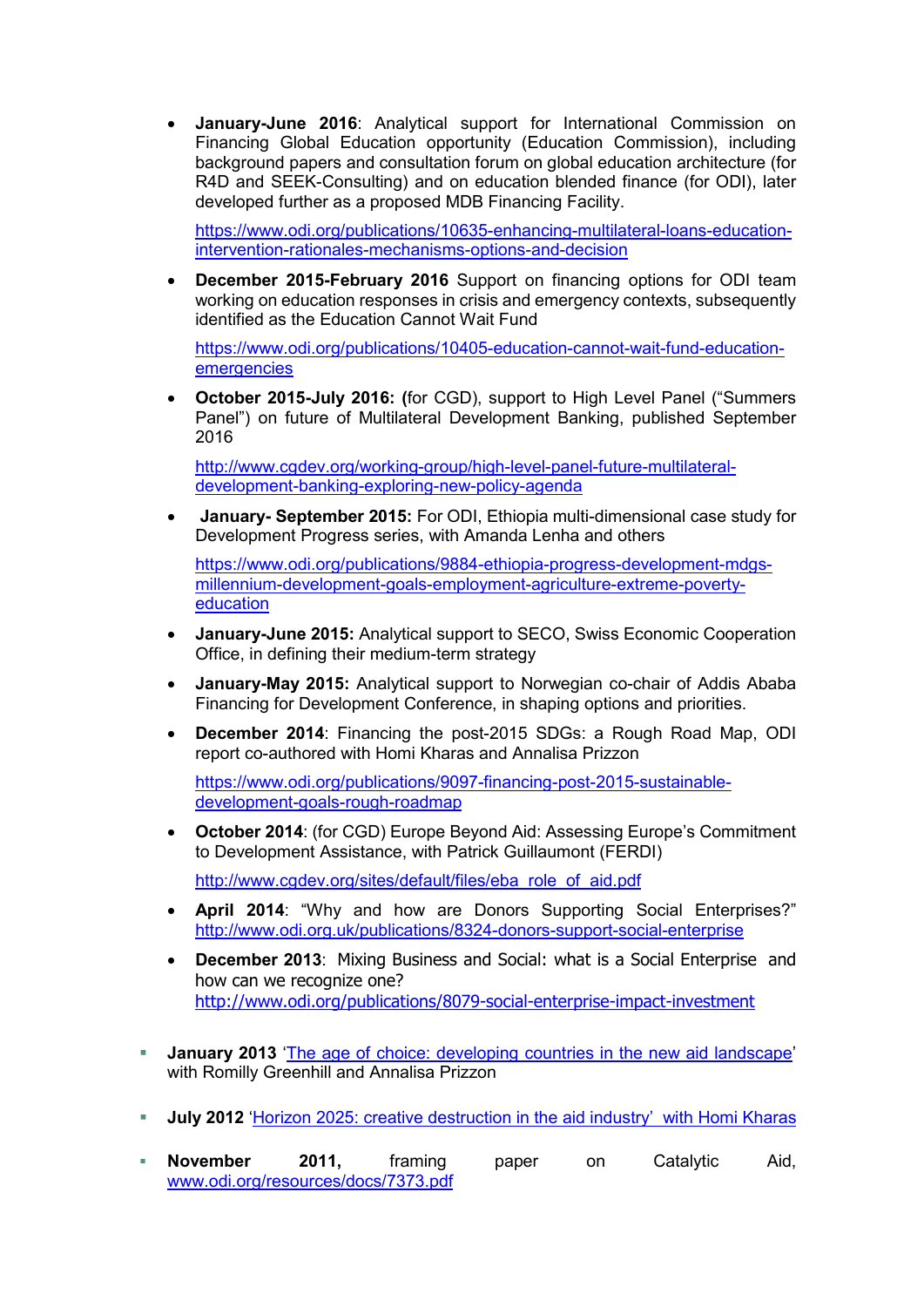- **January-June 2016**: Analytical support for International Commission on Financing Global Education opportunity (Education Commission), including background papers and consultation forum on global education architecture (for R4D and SEEK-Consulting) and on education blended finance (for ODI), later developed further as a proposed MDB Financing Facility.

  [https://www.odi.org/publications/10635-enhancing-multilateral-loans-education-intervention-rationales-mechanisms-options-and-decision](https://www.odi.org/publications/10635-enhancing-multilateral-loans-education-intervention-rationales-mechanisms-options-and-decision)

- **December 2015-February 2016** Support on financing options for ODI team working on education responses in crisis and emergency contexts, subsequently identified as the Education Cannot Wait Fund

  [https://www.odi.org/publications/10405-education-cannot-wait-fund-education-emergencies](https://www.odi.org/publications/10405-education-cannot-wait-fund-education-emergencies)

- **October 2015-July 2016: (**for CGD), support to High Level Panel ("Summers Panel") on future of Multilateral Development Banking, published September 2016

  [http://www.cgdev.org/working-group/high-level-panel-future-multilateral-development-banking-exploring-new-policy-agenda](http://www.cgdev.org/working-group/high-level-panel-future-multilateral-development-banking-exploring-new-policy-agenda)

- **January- September 2015:** For ODI, Ethiopia multi-dimensional case study for Development Progress series, with Amanda Lenha and others

  [https://www.odi.org/publications/9884-ethiopia-progress-development-mdgs-millennium-development-goals-employment-agriculture-extreme-poverty-education](https://www.odi.org/publications/9884-ethiopia-progress-development-mdgs-millennium-development-goals-employment-agriculture-extreme-poverty-education)

- **January-June 2015:** Analytical support to SECO, Swiss Economic Cooperation Office, in defining their medium-term strategy

- **January-May 2015:** Analytical support to Norwegian co-chair of Addis Ababa Financing for Development Conference, in shaping options and priorities.

- **December 2014**: Financing the post-2015 SDGs: a Rough Road Map, ODI report co-authored with Homi Kharas and Annalisa Prizzon

  [https://www.odi.org/publications/9097-financing-post-2015-sustainable-development-goals-rough-roadmap](https://www.odi.org/publications/9097-financing-post-2015-sustainable-development-goals-rough-roadmap)

- **October 2014**: (for CGD) Europe Beyond Aid: Assessing Europe's Commitment to Development Assistance, with Patrick Guillaumont (FERDI)

  [http://www.cgdev.org/sites/default/files/eba_role_of_aid.pdf](http://www.cgdev.org/sites/default/files/eba_role_of_aid.pdf)

- **April 2014**: "Why and how are Donors Supporting Social Enterprises?" [http://www.odi.org.uk/publications/8324-donors-support-social-enterprise](http://www.odi.org.uk/publications/8324-donors-support-social-enterprise)

- **December 2013**: Mixing Business and Social: what is a Social Enterprise and how can we recognize one? [http://www.odi.org/publications/8079-social-enterprise-impact-investment](http://www.odi.org/publications/8079-social-enterprise-impact-investment)

- **January 2013** '[The age of choice: developing countries in the new aid landscape](#)' with Romilly Greenhill and Annalisa Prizzon

- **July 2012** '[Horizon 2025: creative destruction in the aid industry' with Homi Kharas](#)

- **November 2011,** framing paper on Catalytic Aid, [www.odi.org/resources/docs/7373.pdf](http://www.odi.org/resources/docs/7373.pdf)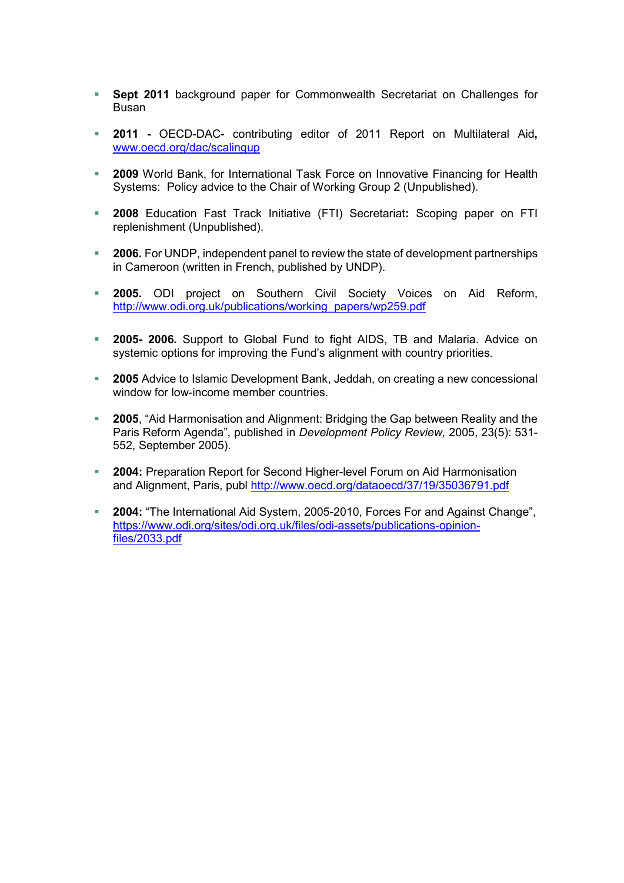- **Sept 2011** background paper for Commonwealth Secretariat on Challenges for Busan
- **2011 -** OECD-DAC- contributing editor of 2011 Report on Multilateral Aid**,** www.oecd.org/dac/scalingup
- **2009** World Bank, for International Task Force on Innovative Financing for Health Systems: Policy advice to the Chair of Working Group 2 (Unpublished).
- **2008** Education Fast Track Initiative (FTI) Secretariat**:** Scoping paper on FTI replenishment (Unpublished).
- **2006.** For UNDP, independent panel to review the state of development partnerships in Cameroon (written in French, published by UNDP).
- **2005.** ODI project on Southern Civil Society Voices on Aid Reform, http://www.odi.org.uk/publications/working_papers/wp259.pdf
- **2005- 2006.** Support to Global Fund to fight AIDS, TB and Malaria. Advice on systemic options for improving the Fund's alignment with country priorities.
- **2005** Advice to Islamic Development Bank, Jeddah, on creating a new concessional window for low-income member countries.
- **2005**, "Aid Harmonisation and Alignment: Bridging the Gap between Reality and the Paris Reform Agenda", published in *Development Policy Review,* 2005, 23(5): 531-552, September 2005).
- **2004:** Preparation Report for Second Higher-level Forum on Aid Harmonisation and Alignment, Paris, publ http://www.oecd.org/dataoecd/37/19/35036791.pdf
- **2004:** "The International Aid System, 2005-2010, Forces For and Against Change", https://www.odi.org/sites/odi.org.uk/files/odi-assets/publications-opinion-files/2033.pdf